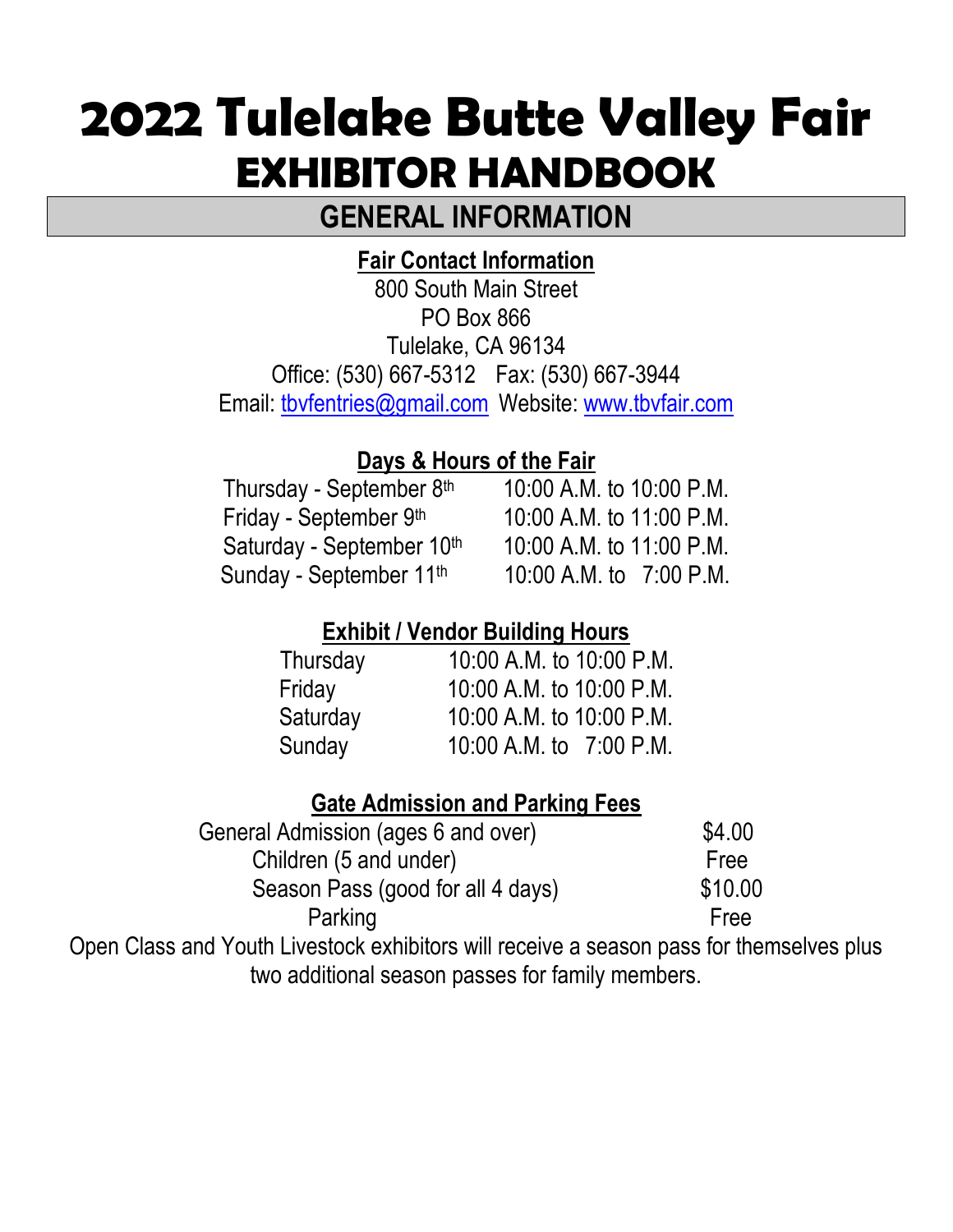# 2022 Tulelake Butte Valley Fair

# EXHIBITOR HANDBOOK

## GENERAL INFORMATION

### Fair Contact Information

800 South Main Street
PO Box 866
Tulelake, CA 96134
Office: (530) 667-5312 Fax: (530) 667-3944
Email: tbvfentries@gmail.com Website: www.tbvfair.com

### Days & Hours of the Fair

| | |
|---|---|
| Thursday - September 8th | 10:00 A.M. to 10:00 P.M. |
| Friday - September 9th | 10:00 A.M. to 11:00 P.M. |
| Saturday - September 10th | 10:00 A.M. to 11:00 P.M. |
| Sunday - September 11th | 10:00 A.M. to 7:00 P.M. |

### Exhibit / Vendor Building Hours

| | |
|---|---|
| Thursday | 10:00 A.M. to 10:00 P.M. |
| Friday | 10:00 A.M. to 10:00 P.M. |
| Saturday | 10:00 A.M. to 10:00 P.M. |
| Sunday | 10:00 A.M. to 7:00 P.M. |

### Gate Admission and Parking Fees

| | |
|---|---|
| General Admission (ages 6 and over) | $4.00 |
| Children (5 and under) | Free |
| Season Pass (good for all 4 days) | $10.00 |
| Parking | Free |

Open Class and Youth Livestock exhibitors will receive a season pass for themselves plus two additional season passes for family members.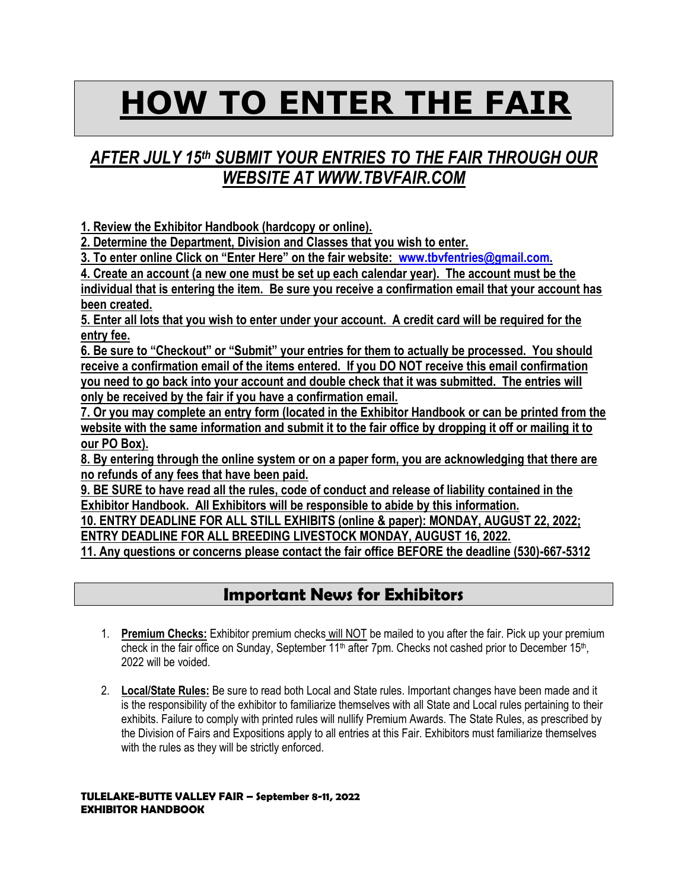# HOW TO ENTER THE FAIR

***AFTER JULY 15th SUBMIT YOUR ENTRIES TO THE FAIR THROUGH OUR WEBSITE AT WWW.TBVFAIR.COM***

**1. Review the Exhibitor Handbook (hardcopy or online).**

**2. Determine the Department, Division and Classes that you wish to enter.**

**3. To enter online Click on "Enter Here" on the fair website: www.tbvfentries@gmail.com.**

**4. Create an account (a new one must be set up each calendar year). The account must be the individual that is entering the item. Be sure you receive a confirmation email that your account has been created.**

**5. Enter all lots that you wish to enter under your account. A credit card will be required for the entry fee.**

**6. Be sure to "Checkout" or "Submit" your entries for them to actually be processed. You should receive a confirmation email of the items entered. If you DO NOT receive this email confirmation you need to go back into your account and double check that it was submitted. The entries will only be received by the fair if you have a confirmation email.**

**7. Or you may complete an entry form (located in the Exhibitor Handbook or can be printed from the website with the same information and submit it to the fair office by dropping it off or mailing it to our PO Box).**

**8. By entering through the online system or on a paper form, you are acknowledging that there are no refunds of any fees that have been paid.**

**9. BE SURE to have read all the rules, code of conduct and release of liability contained in the Exhibitor Handbook. All Exhibitors will be responsible to abide by this information.**

**10. ENTRY DEADLINE FOR ALL STILL EXHIBITS (online & paper): MONDAY, AUGUST 22, 2022; ENTRY DEADLINE FOR ALL BREEDING LIVESTOCK MONDAY, AUGUST 16, 2022.**

**11. Any questions or concerns please contact the fair office BEFORE the deadline (530)-667-5312**

## Important News for Exhibitors

1. **Premium Checks:** Exhibitor premium checks will NOT be mailed to you after the fair. Pick up your premium check in the fair office on Sunday, September 11th after 7pm. Checks not cashed prior to December 15th, 2022 will be voided.

2. **Local/State Rules:** Be sure to read both Local and State rules. Important changes have been made and it is the responsibility of the exhibitor to familiarize themselves with all State and Local rules pertaining to their exhibits. Failure to comply with printed rules will nullify Premium Awards. The State Rules, as prescribed by the Division of Fairs and Expositions apply to all entries at this Fair. Exhibitors must familiarize themselves with the rules as they will be strictly enforced.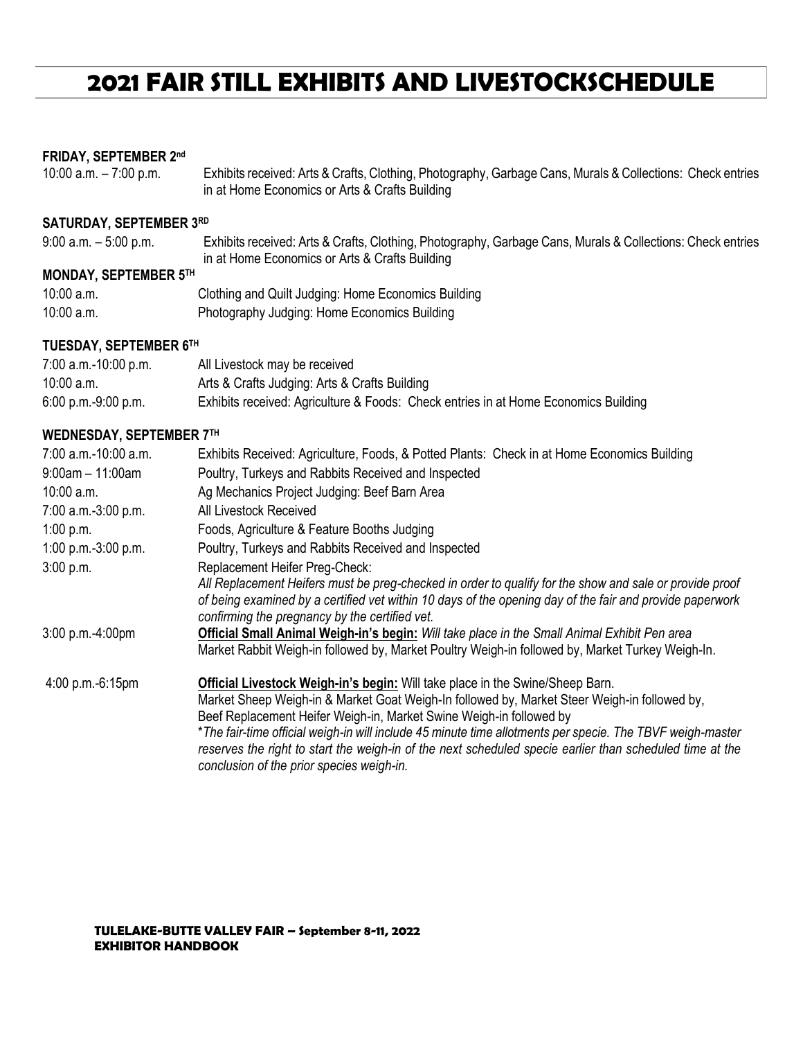# 2021 FAIR STILL EXHIBITS AND LIVESTOCKSCHEDULE

### FRIDAY, SEPTEMBER 2nd

| | |
|---|---|
| 10:00 a.m. – 7:00 p.m. | Exhibits received: Arts & Crafts, Clothing, Photography, Garbage Cans, Murals & Collections: Check entries in at Home Economics or Arts & Crafts Building |

### SATURDAY, SEPTEMBER 3RD

| | |
|---|---|
| 9:00 a.m. – 5:00 p.m. | Exhibits received: Arts & Crafts, Clothing, Photography, Garbage Cans, Murals & Collections: Check entries in at Home Economics or Arts & Crafts Building |

### MONDAY, SEPTEMBER 5TH

| | |
|---|---|
| 10:00 a.m. | Clothing and Quilt Judging: Home Economics Building |
| 10:00 a.m. | Photography Judging: Home Economics Building |

### TUESDAY, SEPTEMBER 6TH

| | |
|---|---|
| 7:00 a.m.-10:00 p.m. | All Livestock may be received |
| 10:00 a.m. | Arts & Crafts Judging: Arts & Crafts Building |
| 6:00 p.m.-9:00 p.m. | Exhibits received: Agriculture & Foods: Check entries in at Home Economics Building |

### WEDNESDAY, SEPTEMBER 7TH

| | |
|---|---|
| 7:00 a.m.-10:00 a.m. | Exhibits Received: Agriculture, Foods, & Potted Plants: Check in at Home Economics Building |
| 9:00am – 11:00am | Poultry, Turkeys and Rabbits Received and Inspected |
| 10:00 a.m. | Ag Mechanics Project Judging: Beef Barn Area |
| 7:00 a.m.-3:00 p.m. | All Livestock Received |
| 1:00 p.m. | Foods, Agriculture & Feature Booths Judging |
| 1:00 p.m.-3:00 p.m. | Poultry, Turkeys and Rabbits Received and Inspected |
| 3:00 p.m. | Replacement Heifer Preg-Check: *All Replacement Heifers must be preg-checked in order to qualify for the show and sale or provide proof of being examined by a certified vet within 10 days of the opening day of the fair and provide paperwork confirming the pregnancy by the certified vet.* |
| 3:00 p.m.-4:00pm | **Official Small Animal Weigh-in's begin:** *Will take place in the Small Animal Exhibit Pen area* Market Rabbit Weigh-in followed by, Market Poultry Weigh-in followed by, Market Turkey Weigh-In. |
| 4:00 p.m.-6:15pm | **Official Livestock Weigh-in's begin:** Will take place in the Swine/Sheep Barn. Market Sheep Weigh-in & Market Goat Weigh-In followed by, Market Steer Weigh-in followed by, Beef Replacement Heifer Weigh-in, Market Swine Weigh-in followed by *\*The fair-time official weigh-in will include 45 minute time allotments per specie. The TBVF weigh-master reserves the right to start the weigh-in of the next scheduled specie earlier than scheduled time at the conclusion of the prior species weigh-in.* |

**TULELAKE-BUTTE VALLEY FAIR – September 8-11, 2022**
**EXHIBITOR HANDBOOK**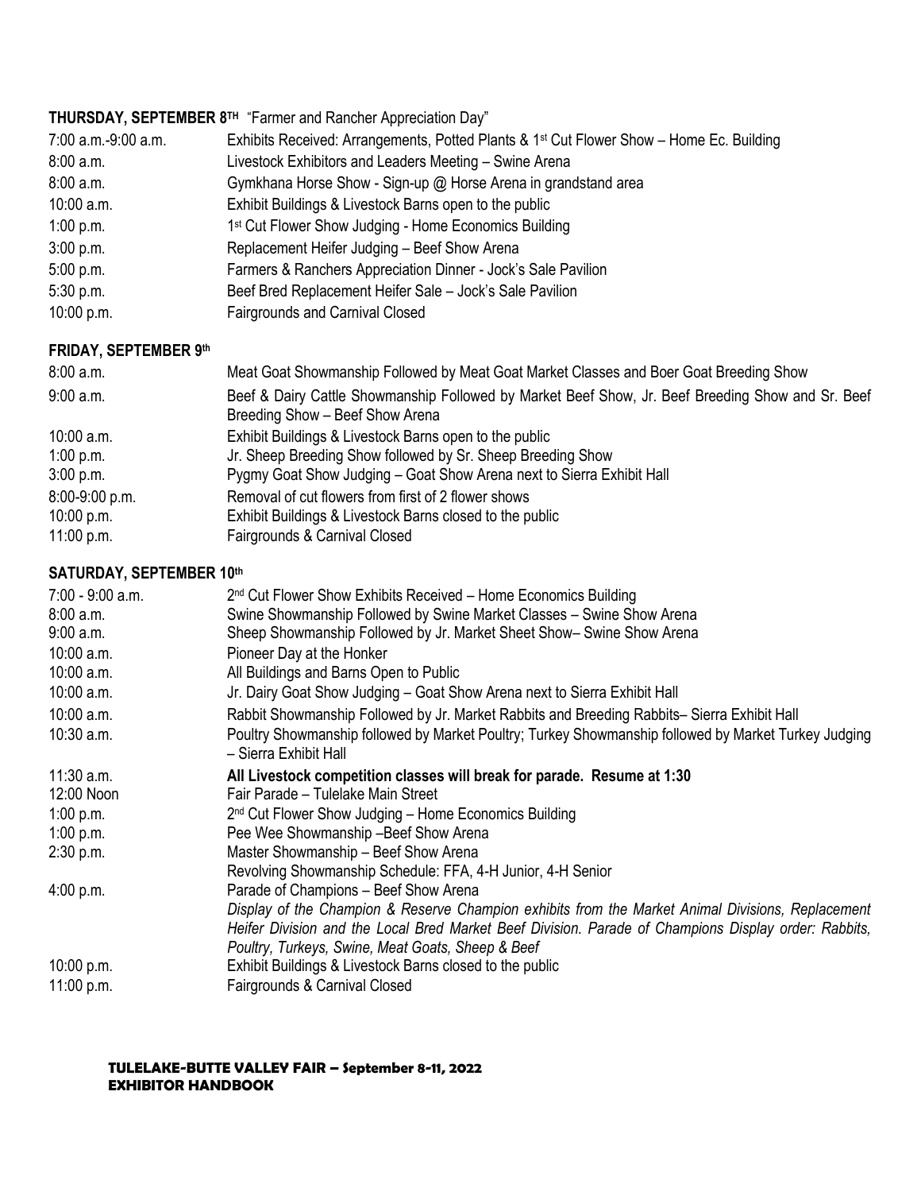**THURSDAY, SEPTEMBER 8TH** "Farmer and Rancher Appreciation Day"

| | |
|---|---|
| 7:00 a.m.-9:00 a.m. | Exhibits Received: Arrangements, Potted Plants & 1st Cut Flower Show – Home Ec. Building |
| 8:00 a.m. | Livestock Exhibitors and Leaders Meeting – Swine Arena |
| 8:00 a.m. | Gymkhana Horse Show - Sign-up @ Horse Arena in grandstand area |
| 10:00 a.m. | Exhibit Buildings & Livestock Barns open to the public |
| 1:00 p.m. | 1st Cut Flower Show Judging - Home Economics Building |
| 3:00 p.m. | Replacement Heifer Judging – Beef Show Arena |
| 5:00 p.m. | Farmers & Ranchers Appreciation Dinner - Jock's Sale Pavilion |
| 5:30 p.m. | Beef Bred Replacement Heifer Sale – Jock's Sale Pavilion |
| 10:00 p.m. | Fairgrounds and Carnival Closed |

**FRIDAY, SEPTEMBER 9th**

| | |
|---|---|
| 8:00 a.m. | Meat Goat Showmanship Followed by Meat Goat Market Classes and Boer Goat Breeding Show |
| 9:00 a.m. | Beef & Dairy Cattle Showmanship Followed by Market Beef Show, Jr. Beef Breeding Show and Sr. Beef Breeding Show – Beef Show Arena |
| 10:00 a.m. | Exhibit Buildings & Livestock Barns open to the public |
| 1:00 p.m. | Jr. Sheep Breeding Show followed by Sr. Sheep Breeding Show |
| 3:00 p.m. | Pygmy Goat Show Judging – Goat Show Arena next to Sierra Exhibit Hall |
| 8:00-9:00 p.m. | Removal of cut flowers from first of 2 flower shows |
| 10:00 p.m. | Exhibit Buildings & Livestock Barns closed to the public |
| 11:00 p.m. | Fairgrounds & Carnival Closed |

**SATURDAY, SEPTEMBER 10th**

| | |
|---|---|
| 7:00 - 9:00 a.m. | 2nd Cut Flower Show Exhibits Received – Home Economics Building |
| 8:00 a.m. | Swine Showmanship Followed by Swine Market Classes – Swine Show Arena |
| 9:00 a.m. | Sheep Showmanship Followed by Jr. Market Sheet Show– Swine Show Arena |
| 10:00 a.m. | Pioneer Day at the Honker |
| 10:00 a.m. | All Buildings and Barns Open to Public |
| 10:00 a.m. | Jr. Dairy Goat Show Judging – Goat Show Arena next to Sierra Exhibit Hall |
| 10:00 a.m. | Rabbit Showmanship Followed by Jr. Market Rabbits and Breeding Rabbits– Sierra Exhibit Hall |
| 10:30 a.m. | Poultry Showmanship followed by Market Poultry; Turkey Showmanship followed by Market Turkey Judging – Sierra Exhibit Hall |
| 11:30 a.m. | **All Livestock competition classes will break for parade. Resume at 1:30** |
| 12:00 Noon | Fair Parade – Tulelake Main Street |
| 1:00 p.m. | 2nd Cut Flower Show Judging – Home Economics Building |
| 1:00 p.m. | Pee Wee Showmanship –Beef Show Arena |
| 2:30 p.m. | Master Showmanship – Beef Show Arena<br>Revolving Showmanship Schedule: FFA, 4-H Junior, 4-H Senior |
| 4:00 p.m. | Parade of Champions – Beef Show Arena<br>*Display of the Champion & Reserve Champion exhibits from the Market Animal Divisions, Replacement Heifer Division and the Local Bred Market Beef Division. Parade of Champions Display order: Rabbits, Poultry, Turkeys, Swine, Meat Goats, Sheep & Beef* |
| 10:00 p.m. | Exhibit Buildings & Livestock Barns closed to the public |
| 11:00 p.m. | Fairgrounds & Carnival Closed |

**TULELAKE-BUTTE VALLEY FAIR – September 8-11, 2022**
**EXHIBITOR HANDBOOK**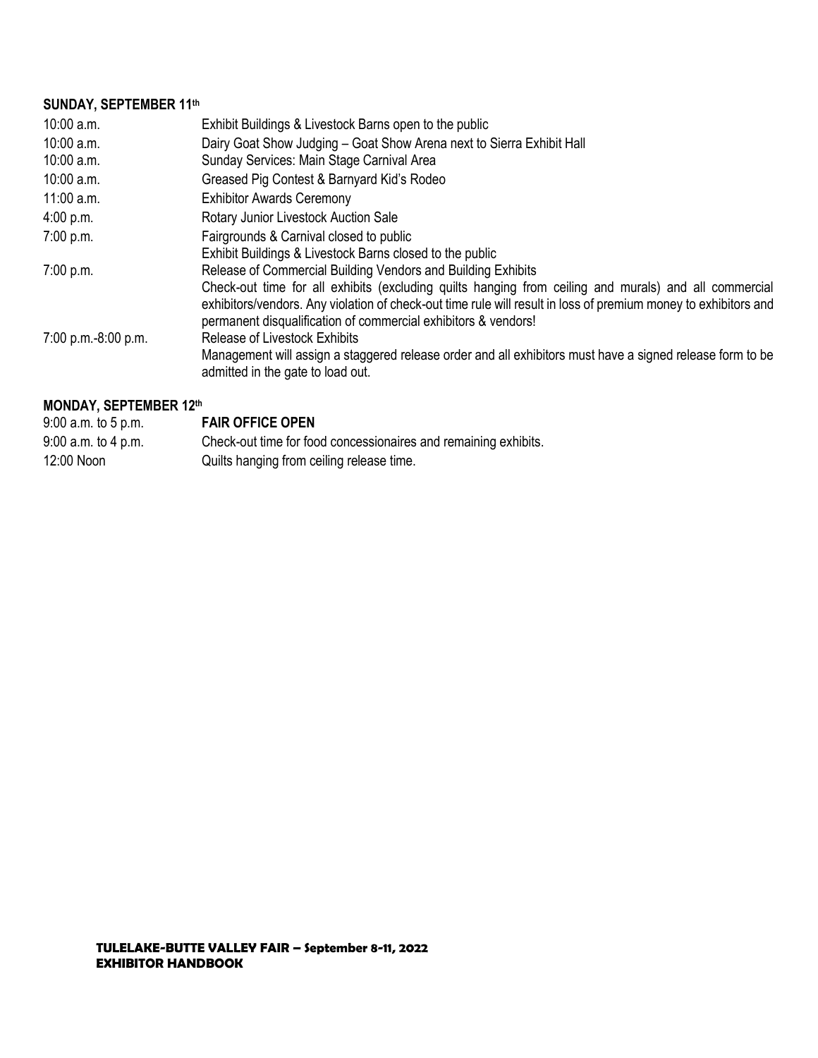**SUNDAY, SEPTEMBER 11th**

| | |
|---|---|
| 10:00 a.m. | Exhibit Buildings & Livestock Barns open to the public |
| 10:00 a.m. | Dairy Goat Show Judging – Goat Show Arena next to Sierra Exhibit Hall |
| 10:00 a.m. | Sunday Services: Main Stage Carnival Area |
| 10:00 a.m. | Greased Pig Contest & Barnyard Kid's Rodeo |
| 11:00 a.m. | Exhibitor Awards Ceremony |
| 4:00 p.m. | Rotary Junior Livestock Auction Sale |
| 7:00 p.m. | Fairgrounds & Carnival closed to public<br>Exhibit Buildings & Livestock Barns closed to the public |
| 7:00 p.m. | Release of Commercial Building Vendors and Building Exhibits<br>Check-out time for all exhibits (excluding quilts hanging from ceiling and murals) and all commercial exhibitors/vendors. Any violation of check-out time rule will result in loss of premium money to exhibitors and permanent disqualification of commercial exhibitors & vendors! |
| 7:00 p.m.-8:00 p.m. | Release of Livestock Exhibits<br>Management will assign a staggered release order and all exhibitors must have a signed release form to be admitted in the gate to load out. |

**MONDAY, SEPTEMBER 12th**

| | |
|---|---|
| 9:00 a.m. to 5 p.m. | **FAIR OFFICE OPEN** |
| 9:00 a.m. to 4 p.m. | Check-out time for food concessionaires and remaining exhibits. |
| 12:00 Noon | Quilts hanging from ceiling release time. |